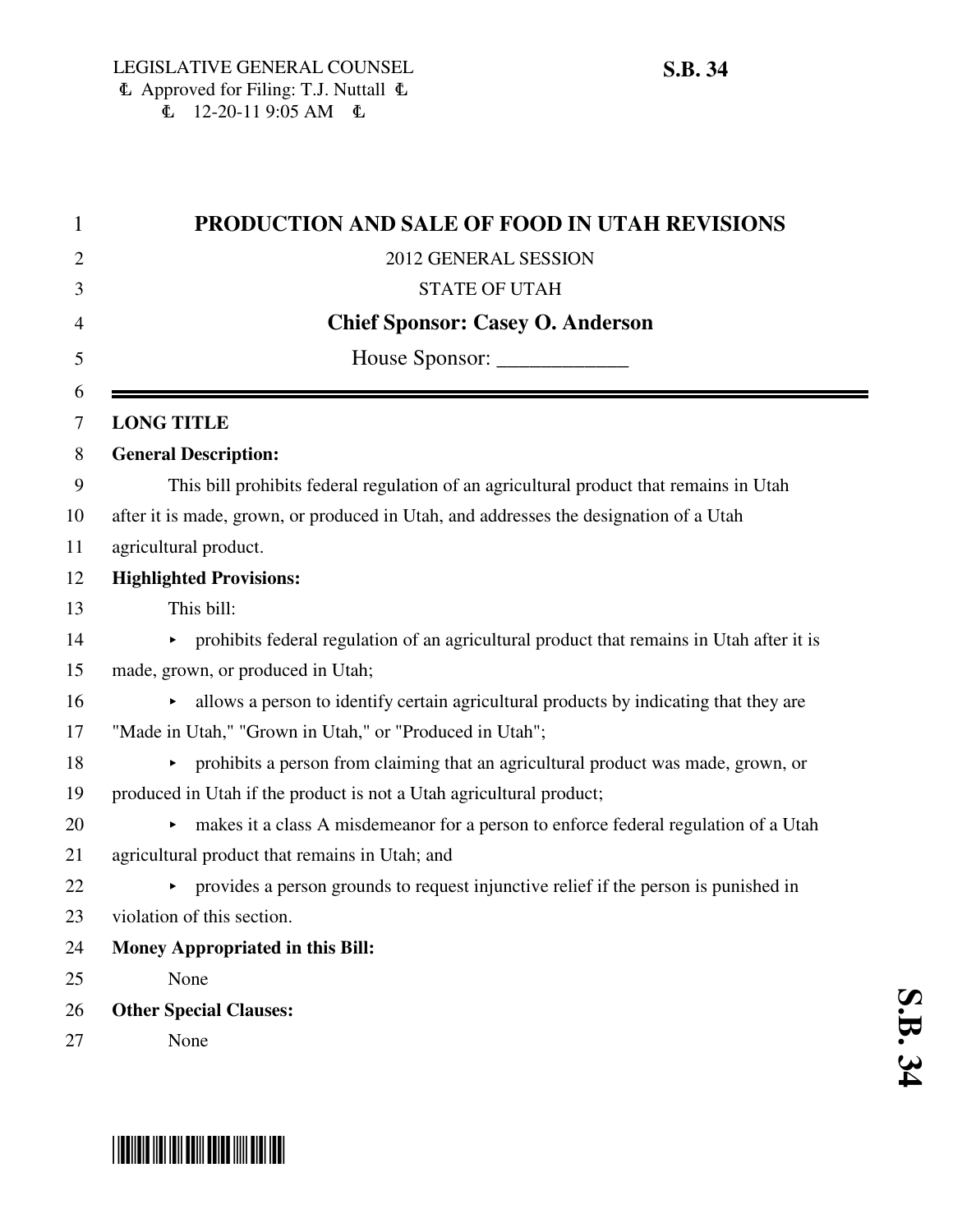LEGISLATIVE GENERAL COUNSEL
Ⓒ Approved for Filing: T.J. Nuttall Ⓒ
Ⓒ 12-20-11 9:05 AM Ⓒ

**S.B. 34**

# PRODUCTION AND SALE OF FOOD IN UTAH REVISIONS

2012 GENERAL SESSION

STATE OF UTAH

**Chief Sponsor: Casey O. Anderson**

House Sponsor: ____________

---

**LONG TITLE**

**General Description:**

This bill prohibits federal regulation of an agricultural product that remains in Utah after it is made, grown, or produced in Utah, and addresses the designation of a Utah agricultural product.

**Highlighted Provisions:**

This bill:

- prohibits federal regulation of an agricultural product that remains in Utah after it is made, grown, or produced in Utah;
- allows a person to identify certain agricultural products by indicating that they are "Made in Utah," "Grown in Utah," or "Produced in Utah";
- prohibits a person from claiming that an agricultural product was made, grown, or produced in Utah if the product is not a Utah agricultural product;
- makes it a class A misdemeanor for a person to enforce federal regulation of a Utah agricultural product that remains in Utah; and
- provides a person grounds to request injunctive relief if the person is punished in violation of this section.

**Money Appropriated in this Bill:**

None

**Other Special Clauses:**

None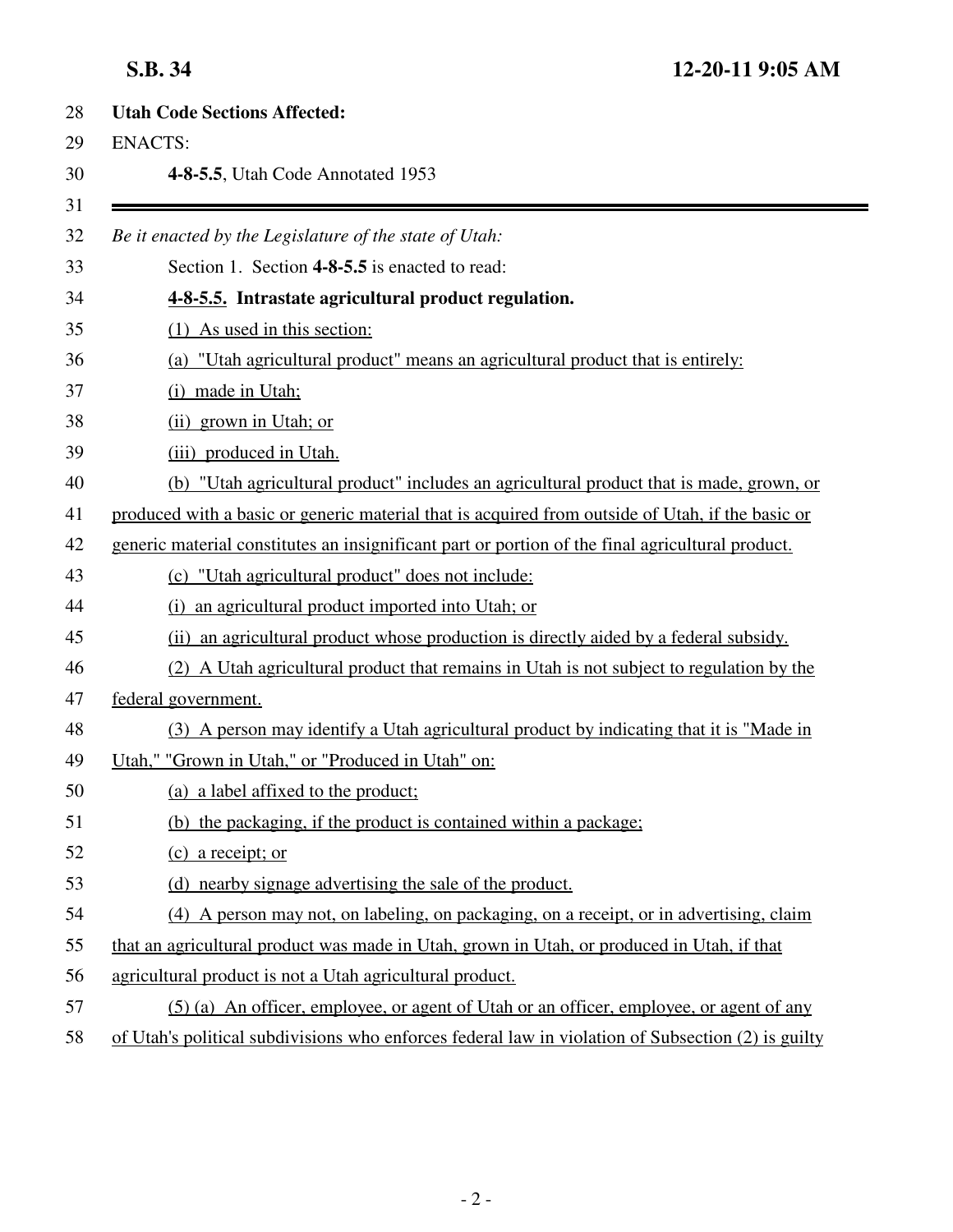**Utah Code Sections Affected:**

ENACTS:

**4-8-5.5**, Utah Code Annotated 1953

---

*Be it enacted by the Legislature of the state of Utah:*

Section 1. Section **4-8-5.5** is enacted to read:

**4-8-5.5. Intrastate agricultural product regulation.**

(1) As used in this section:

(a) "Utah agricultural product" means an agricultural product that is entirely:

(i) made in Utah;

(ii) grown in Utah; or

(iii) produced in Utah.

(b) "Utah agricultural product" includes an agricultural product that is made, grown, or produced with a basic or generic material that is acquired from outside of Utah, if the basic or generic material constitutes an insignificant part or portion of the final agricultural product.

(c) "Utah agricultural product" does not include:

(i) an agricultural product imported into Utah; or

(ii) an agricultural product whose production is directly aided by a federal subsidy.

(2) A Utah agricultural product that remains in Utah is not subject to regulation by the federal government.

(3) A person may identify a Utah agricultural product by indicating that it is "Made in Utah," "Grown in Utah," or "Produced in Utah" on:

(a) a label affixed to the product;

(b) the packaging, if the product is contained within a package;

(c) a receipt; or

(d) nearby signage advertising the sale of the product.

(4) A person may not, on labeling, on packaging, on a receipt, or in advertising, claim that an agricultural product was made in Utah, grown in Utah, or produced in Utah, if that agricultural product is not a Utah agricultural product.

(5) (a) An officer, employee, or agent of Utah or an officer, employee, or agent of any of Utah's political subdivisions who enforces federal law in violation of Subsection (2) is guilty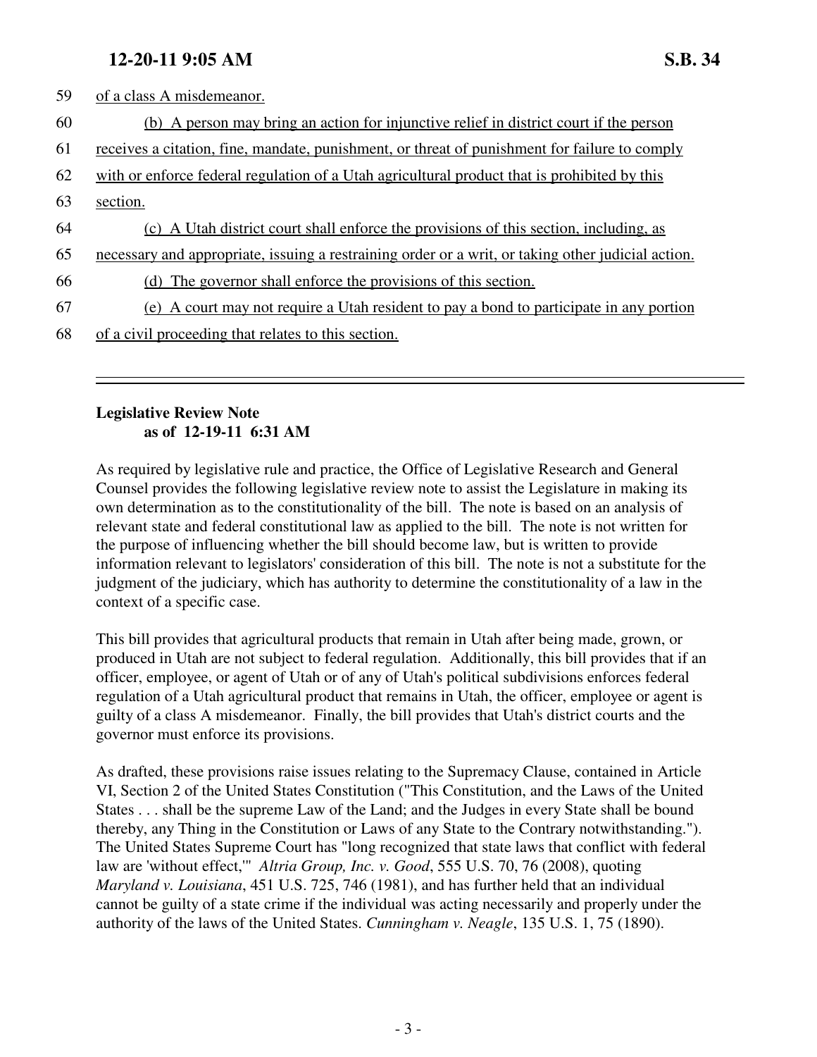59 of a class A misdemeanor.

60 (b) A person may bring an action for injunctive relief in district court if the person

61 receives a citation, fine, mandate, punishment, or threat of punishment for failure to comply

62 with or enforce federal regulation of a Utah agricultural product that is prohibited by this

63 section.

64 (c) A Utah district court shall enforce the provisions of this section, including, as

65 necessary and appropriate, issuing a restraining order or a writ, or taking other judicial action.

66 (d) The governor shall enforce the provisions of this section.

67 (e) A court may not require a Utah resident to pay a bond to participate in any portion

68 of a civil proceeding that relates to this section.

---

**Legislative Review Note**
**as of 12-19-11 6:31 AM**

As required by legislative rule and practice, the Office of Legislative Research and General Counsel provides the following legislative review note to assist the Legislature in making its own determination as to the constitutionality of the bill. The note is based on an analysis of relevant state and federal constitutional law as applied to the bill. The note is not written for the purpose of influencing whether the bill should become law, but is written to provide information relevant to legislators' consideration of this bill. The note is not a substitute for the judgment of the judiciary, which has authority to determine the constitutionality of a law in the context of a specific case.

This bill provides that agricultural products that remain in Utah after being made, grown, or produced in Utah are not subject to federal regulation. Additionally, this bill provides that if an officer, employee, or agent of Utah or of any of Utah's political subdivisions enforces federal regulation of a Utah agricultural product that remains in Utah, the officer, employee or agent is guilty of a class A misdemeanor. Finally, the bill provides that Utah's district courts and the governor must enforce its provisions.

As drafted, these provisions raise issues relating to the Supremacy Clause, contained in Article VI, Section 2 of the United States Constitution ("This Constitution, and the Laws of the United States . . . shall be the supreme Law of the Land; and the Judges in every State shall be bound thereby, any Thing in the Constitution or Laws of any State to the Contrary notwithstanding."). The United States Supreme Court has "long recognized that state laws that conflict with federal law are 'without effect,'" *Altria Group, Inc. v. Good*, 555 U.S. 70, 76 (2008), quoting *Maryland v. Louisiana*, 451 U.S. 725, 746 (1981), and has further held that an individual cannot be guilty of a state crime if the individual was acting necessarily and properly under the authority of the laws of the United States. *Cunningham v. Neagle*, 135 U.S. 1, 75 (1890).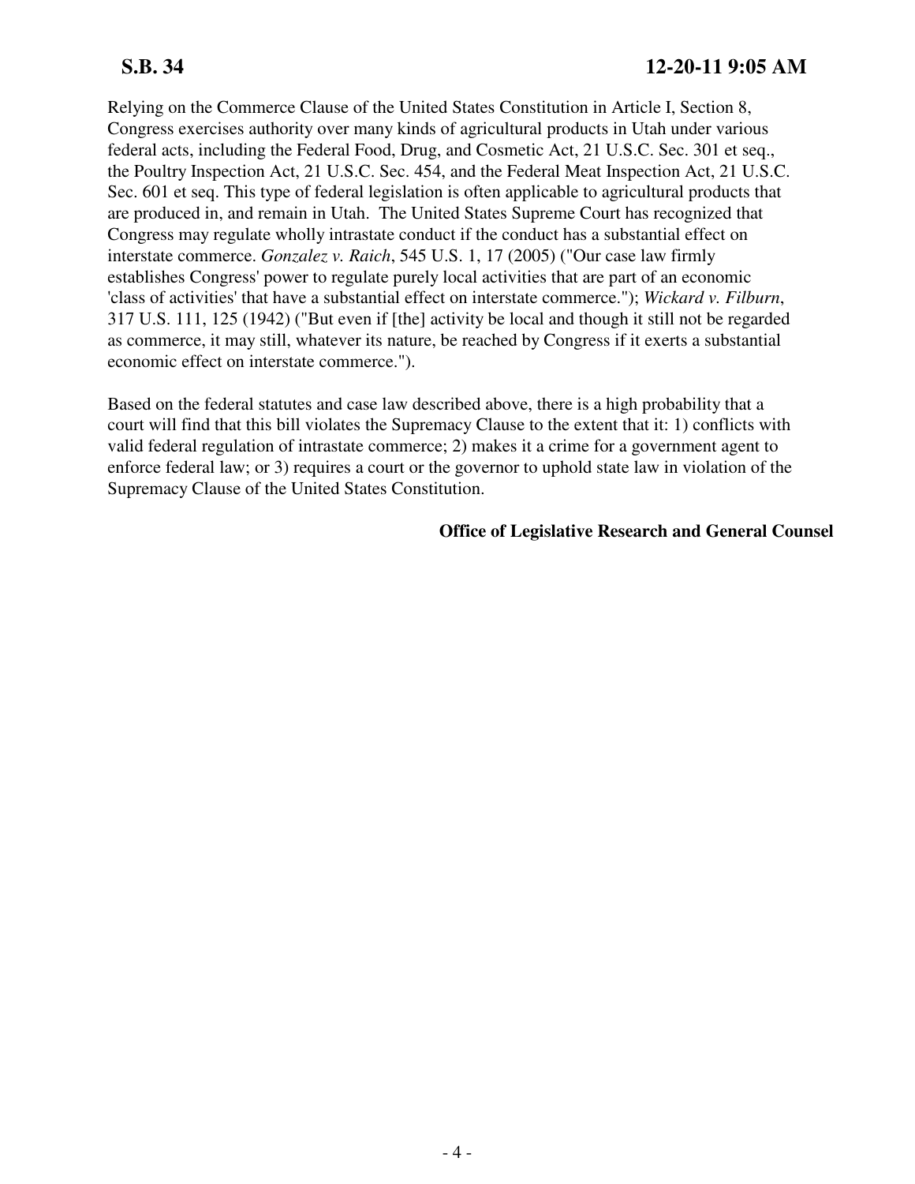Relying on the Commerce Clause of the United States Constitution in Article I, Section 8, Congress exercises authority over many kinds of agricultural products in Utah under various federal acts, including the Federal Food, Drug, and Cosmetic Act, 21 U.S.C. Sec. 301 et seq., the Poultry Inspection Act, 21 U.S.C. Sec. 454, and the Federal Meat Inspection Act, 21 U.S.C. Sec. 601 et seq. This type of federal legislation is often applicable to agricultural products that are produced in, and remain in Utah. The United States Supreme Court has recognized that Congress may regulate wholly intrastate conduct if the conduct has a substantial effect on interstate commerce. *Gonzalez v. Raich*, 545 U.S. 1, 17 (2005) ("Our case law firmly establishes Congress' power to regulate purely local activities that are part of an economic 'class of activities' that have a substantial effect on interstate commerce."); *Wickard v. Filburn*, 317 U.S. 111, 125 (1942) ("But even if [the] activity be local and though it still not be regarded as commerce, it may still, whatever its nature, be reached by Congress if it exerts a substantial economic effect on interstate commerce.").

Based on the federal statutes and case law described above, there is a high probability that a court will find that this bill violates the Supremacy Clause to the extent that it: 1) conflicts with valid federal regulation of intrastate commerce; 2) makes it a crime for a government agent to enforce federal law; or 3) requires a court or the governor to uphold state law in violation of the Supremacy Clause of the United States Constitution.

**Office of Legislative Research and General Counsel**